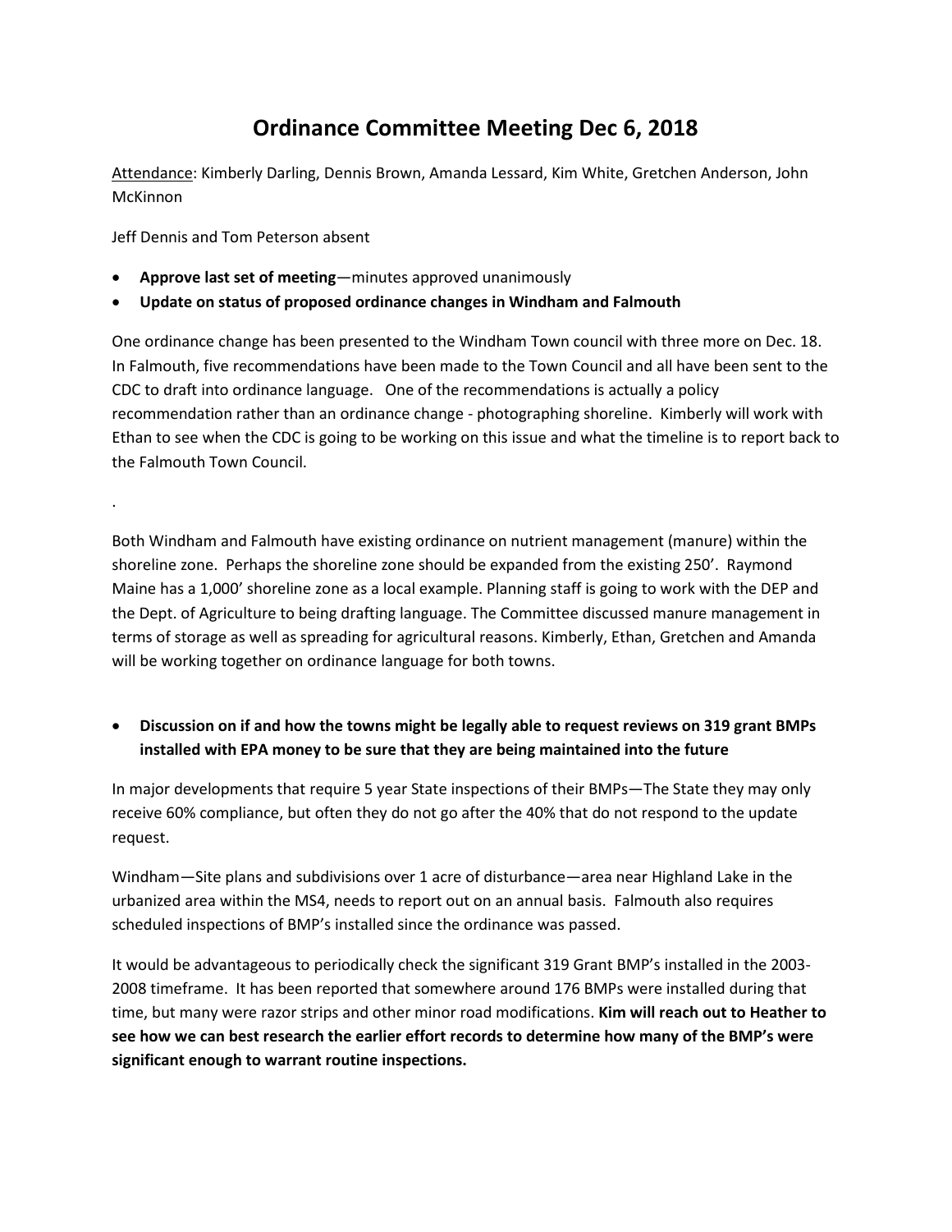# Ordinance Committee Meeting Dec 6, 2018

Attendance: Kimberly Darling, Dennis Brown, Amanda Lessard, Kim White, Gretchen Anderson, John McKinnon

Jeff Dennis and Tom Peterson absent

- **Approve last set of meeting**—minutes approved unanimously
- **Update on status of proposed ordinance changes in Windham and Falmouth**

One ordinance change has been presented to the Windham Town council with three more on Dec. 18. In Falmouth, five recommendations have been made to the Town Council and all have been sent to the CDC to draft into ordinance language. One of the recommendations is actually a policy recommendation rather than an ordinance change - photographing shoreline. Kimberly will work with Ethan to see when the CDC is going to be working on this issue and what the timeline is to report back to the Falmouth Town Council.

.

Both Windham and Falmouth have existing ordinance on nutrient management (manure) within the shoreline zone. Perhaps the shoreline zone should be expanded from the existing 250'. Raymond Maine has a 1,000' shoreline zone as a local example. Planning staff is going to work with the DEP and the Dept. of Agriculture to being drafting language. The Committee discussed manure management in terms of storage as well as spreading for agricultural reasons. Kimberly, Ethan, Gretchen and Amanda will be working together on ordinance language for both towns.

- **Discussion on if and how the towns might be legally able to request reviews on 319 grant BMPs installed with EPA money to be sure that they are being maintained into the future**

In major developments that require 5 year State inspections of their BMPs—The State they may only receive 60% compliance, but often they do not go after the 40% that do not respond to the update request.

Windham—Site plans and subdivisions over 1 acre of disturbance—area near Highland Lake in the urbanized area within the MS4, needs to report out on an annual basis. Falmouth also requires scheduled inspections of BMP's installed since the ordinance was passed.

It would be advantageous to periodically check the significant 319 Grant BMP's installed in the 2003-2008 timeframe. It has been reported that somewhere around 176 BMPs were installed during that time, but many were razor strips and other minor road modifications. **Kim will reach out to Heather to see how we can best research the earlier effort records to determine how many of the BMP's were significant enough to warrant routine inspections.**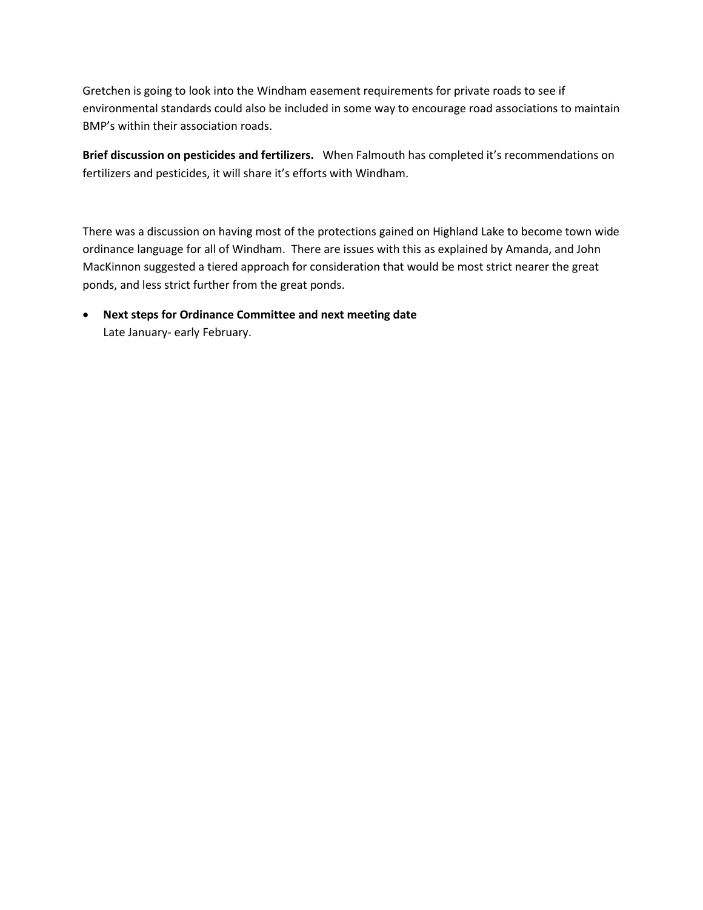Gretchen is going to look into the Windham easement requirements for private roads to see if environmental standards could also be included in some way to encourage road associations to maintain BMP's within their association roads.

**Brief discussion on pesticides and fertilizers.** When Falmouth has completed it's recommendations on fertilizers and pesticides, it will share it's efforts with Windham.

There was a discussion on having most of the protections gained on Highland Lake to become town wide ordinance language for all of Windham. There are issues with this as explained by Amanda, and John MacKinnon suggested a tiered approach for consideration that would be most strict nearer the great ponds, and less strict further from the great ponds.

- **Next steps for Ordinance Committee and next meeting date**
  Late January- early February.